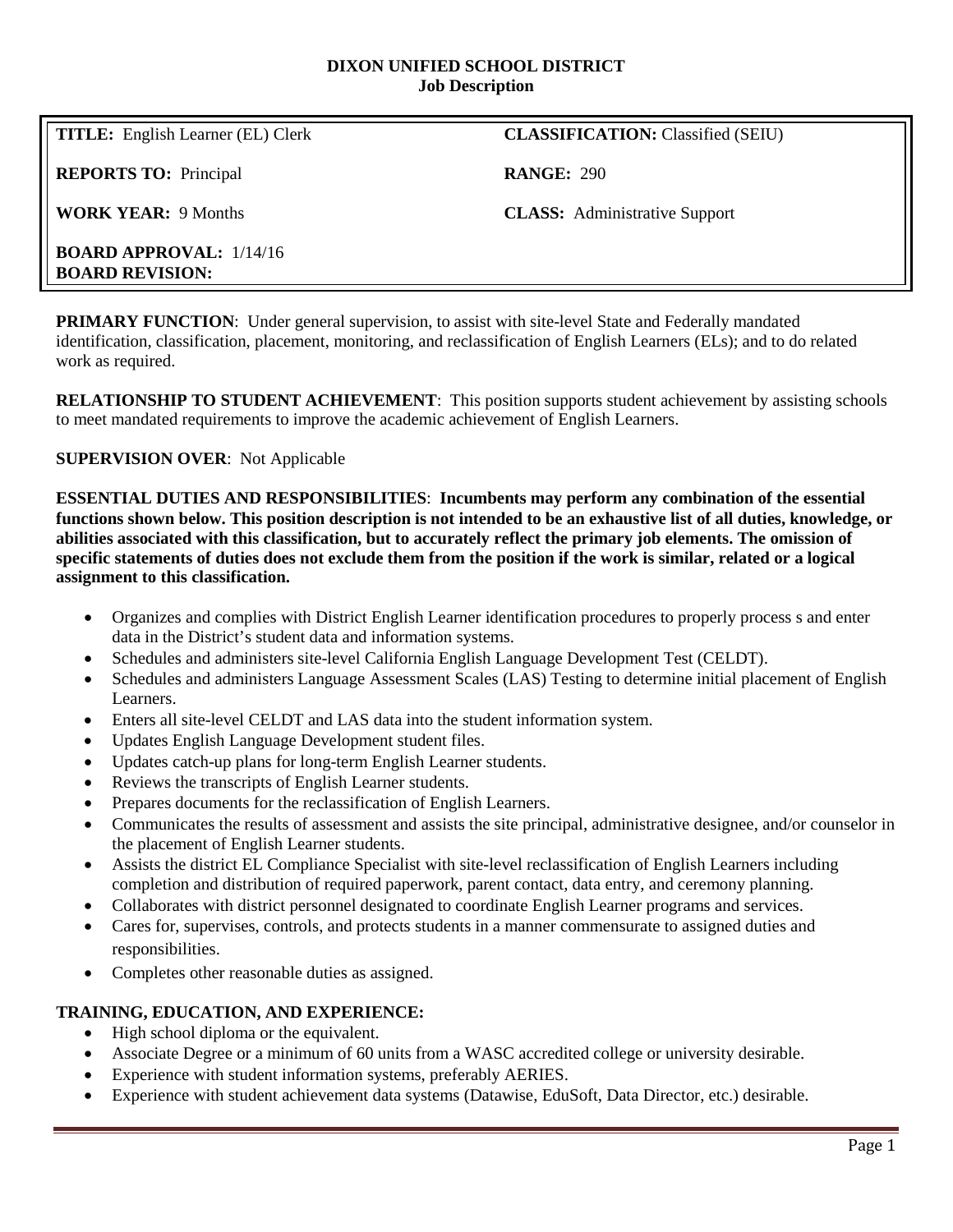# DIXON UNIFIED SCHOOL DISTRICT
## Job Description

| | |
|---|---|
| **TITLE:** English Learner (EL) Clerk | **CLASSIFICATION:** Classified (SEIU) |
| **REPORTS TO:** Principal | **RANGE:** 290 |
| **WORK YEAR:** 9 Months | **CLASS:** Administrative Support |
| **BOARD APPROVAL:** 1/14/16<br>**BOARD REVISION:** | |

**PRIMARY FUNCTION**: Under general supervision, to assist with site-level State and Federally mandated identification, classification, placement, monitoring, and reclassification of English Learners (ELs); and to do related work as required.

**RELATIONSHIP TO STUDENT ACHIEVEMENT**: This position supports student achievement by assisting schools to meet mandated requirements to improve the academic achievement of English Learners.

**SUPERVISION OVER**: Not Applicable

**ESSENTIAL DUTIES AND RESPONSIBILITIES**: **Incumbents may perform any combination of the essential functions shown below. This position description is not intended to be an exhaustive list of all duties, knowledge, or abilities associated with this classification, but to accurately reflect the primary job elements. The omission of specific statements of duties does not exclude them from the position if the work is similar, related or a logical assignment to this classification.**

- Organizes and complies with District English Learner identification procedures to properly process s and enter data in the District's student data and information systems.
- Schedules and administers site-level California English Language Development Test (CELDT).
- Schedules and administers Language Assessment Scales (LAS) Testing to determine initial placement of English Learners.
- Enters all site-level CELDT and LAS data into the student information system.
- Updates English Language Development student files.
- Updates catch-up plans for long-term English Learner students.
- Reviews the transcripts of English Learner students.
- Prepares documents for the reclassification of English Learners.
- Communicates the results of assessment and assists the site principal, administrative designee, and/or counselor in the placement of English Learner students.
- Assists the district EL Compliance Specialist with site-level reclassification of English Learners including completion and distribution of required paperwork, parent contact, data entry, and ceremony planning.
- Collaborates with district personnel designated to coordinate English Learner programs and services.
- Cares for, supervises, controls, and protects students in a manner commensurate to assigned duties and responsibilities.
- Completes other reasonable duties as assigned.

**TRAINING, EDUCATION, AND EXPERIENCE:**

- High school diploma or the equivalent.
- Associate Degree or a minimum of 60 units from a WASC accredited college or university desirable.
- Experience with student information systems, preferably AERIES.
- Experience with student achievement data systems (Datawise, EduSoft, Data Director, etc.) desirable.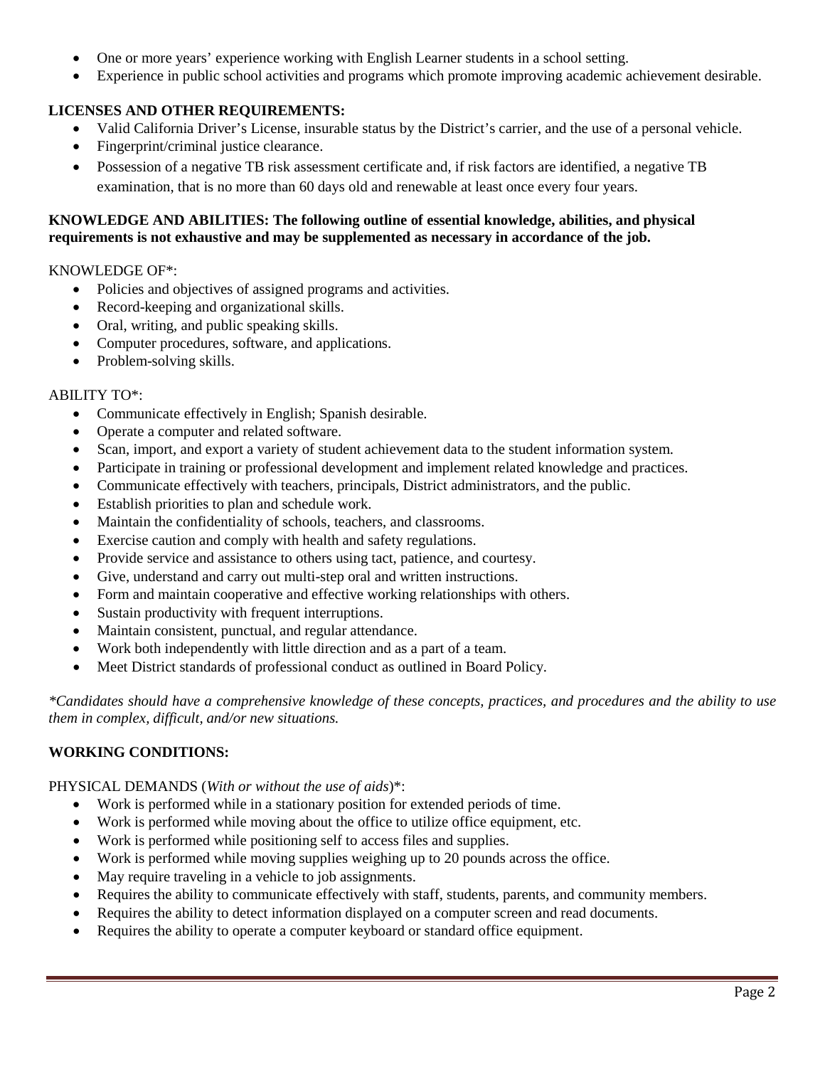- One or more years' experience working with English Learner students in a school setting.
- Experience in public school activities and programs which promote improving academic achievement desirable.

**LICENSES AND OTHER REQUIREMENTS:**

- Valid California Driver's License, insurable status by the District's carrier, and the use of a personal vehicle.
- Fingerprint/criminal justice clearance.
- Possession of a negative TB risk assessment certificate and, if risk factors are identified, a negative TB examination, that is no more than 60 days old and renewable at least once every four years.

**KNOWLEDGE AND ABILITIES: The following outline of essential knowledge, abilities, and physical requirements is not exhaustive and may be supplemented as necessary in accordance of the job.**

KNOWLEDGE OF*:

- Policies and objectives of assigned programs and activities.
- Record-keeping and organizational skills.
- Oral, writing, and public speaking skills.
- Computer procedures, software, and applications.
- Problem-solving skills.

ABILITY TO*:

- Communicate effectively in English; Spanish desirable.
- Operate a computer and related software.
- Scan, import, and export a variety of student achievement data to the student information system.
- Participate in training or professional development and implement related knowledge and practices.
- Communicate effectively with teachers, principals, District administrators, and the public.
- Establish priorities to plan and schedule work.
- Maintain the confidentiality of schools, teachers, and classrooms.
- Exercise caution and comply with health and safety regulations.
- Provide service and assistance to others using tact, patience, and courtesy.
- Give, understand and carry out multi-step oral and written instructions.
- Form and maintain cooperative and effective working relationships with others.
- Sustain productivity with frequent interruptions.
- Maintain consistent, punctual, and regular attendance.
- Work both independently with little direction and as a part of a team.
- Meet District standards of professional conduct as outlined in Board Policy.

*\*Candidates should have a comprehensive knowledge of these concepts, practices, and procedures and the ability to use them in complex, difficult, and/or new situations.*

**WORKING CONDITIONS:**

PHYSICAL DEMANDS (*With or without the use of aids*)*:

- Work is performed while in a stationary position for extended periods of time.
- Work is performed while moving about the office to utilize office equipment, etc.
- Work is performed while positioning self to access files and supplies.
- Work is performed while moving supplies weighing up to 20 pounds across the office.
- May require traveling in a vehicle to job assignments.
- Requires the ability to communicate effectively with staff, students, parents, and community members.
- Requires the ability to detect information displayed on a computer screen and read documents.
- Requires the ability to operate a computer keyboard or standard office equipment.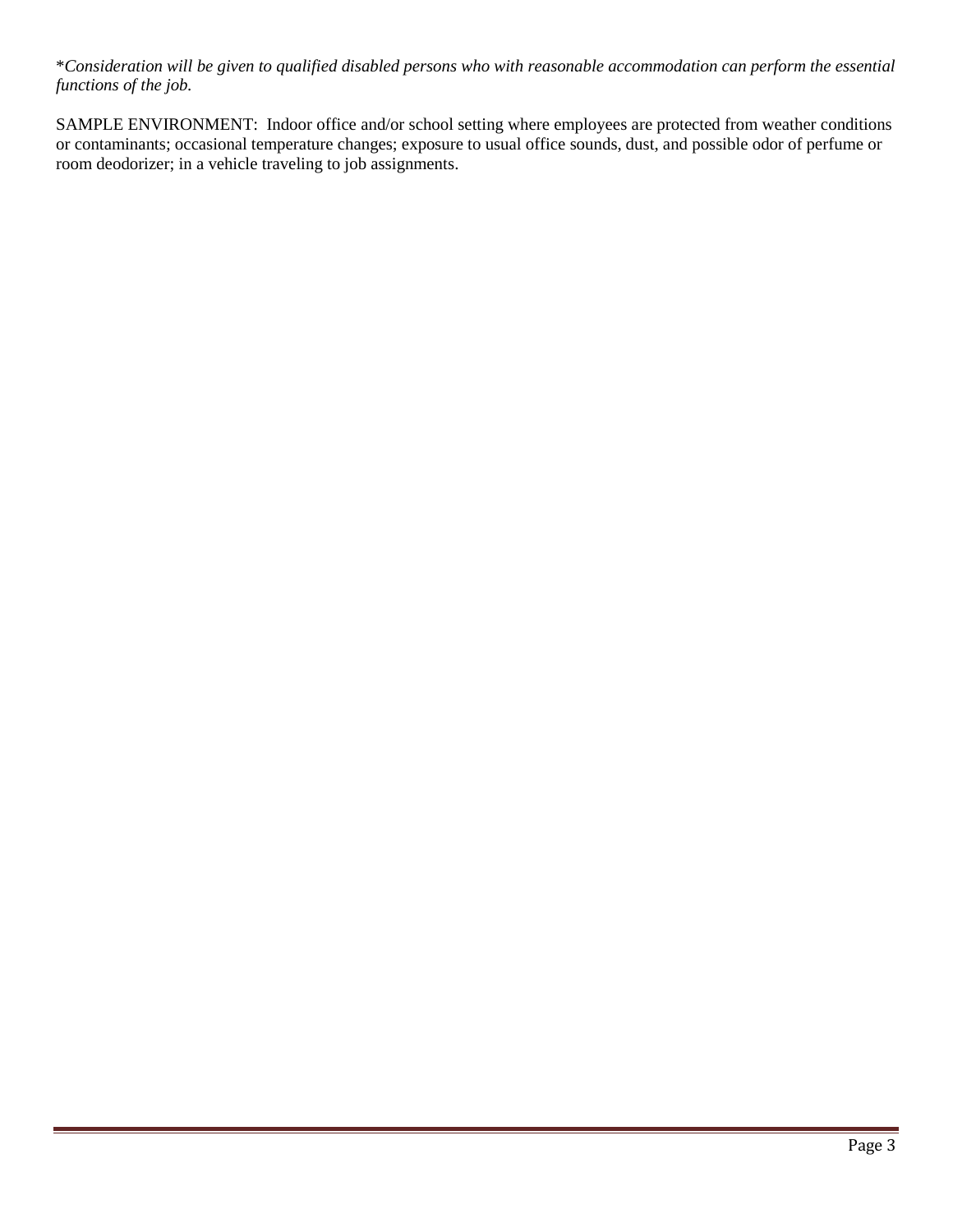*Consideration will be given to qualified disabled persons who with reasonable accommodation can perform the essential functions of the job.*

SAMPLE ENVIRONMENT: Indoor office and/or school setting where employees are protected from weather conditions or contaminants; occasional temperature changes; exposure to usual office sounds, dust, and possible odor of perfume or room deodorizer; in a vehicle traveling to job assignments.